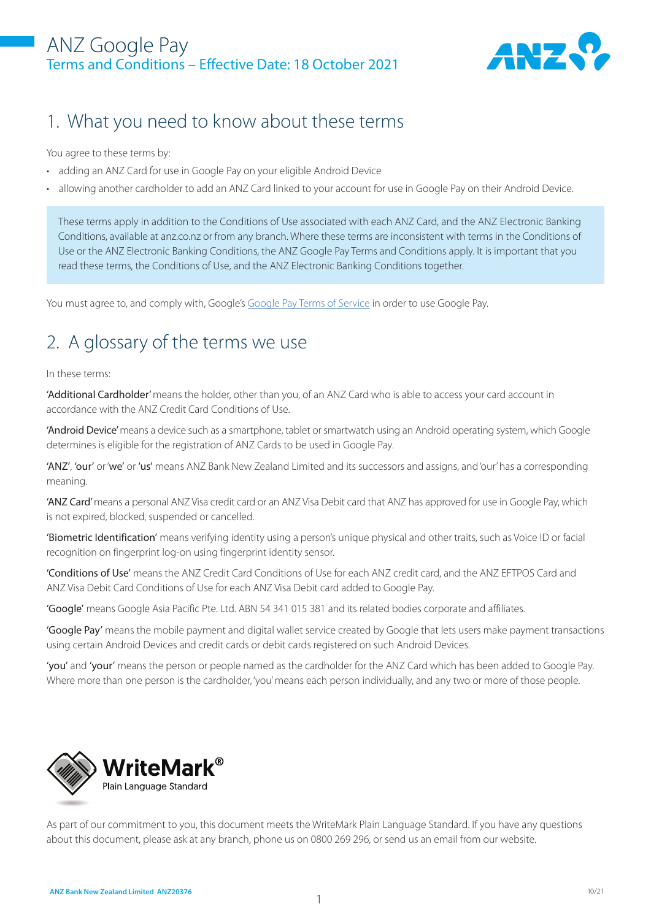# ANZ Google Pay

Terms and Conditions – Effective Date: 18 October 2021

## 1. What you need to know about these terms

You agree to these terms by:

- adding an ANZ Card for use in Google Pay on your eligible Android Device
- allowing another cardholder to add an ANZ Card linked to your account for use in Google Pay on their Android Device.

These terms apply in addition to the Conditions of Use associated with each ANZ Card, and the ANZ Electronic Banking Conditions, available at anz.co.nz or from any branch. Where these terms are inconsistent with terms in the Conditions of Use or the ANZ Electronic Banking Conditions, the ANZ Google Pay Terms and Conditions apply. It is important that you read these terms, the Conditions of Use, and the ANZ Electronic Banking Conditions together.

You must agree to, and comply with, Google's Google Pay Terms of Service in order to use Google Pay.

## 2. A glossary of the terms we use

In these terms:

**'Additional Cardholder'** means the holder, other than you, of an ANZ Card who is able to access your card account in accordance with the ANZ Credit Card Conditions of Use.

**'Android Device'** means a device such as a smartphone, tablet or smartwatch using an Android operating system, which Google determines is eligible for the registration of ANZ Cards to be used in Google Pay.

**'ANZ'**, **'our'** or **'we'** or **'us'** means ANZ Bank New Zealand Limited and its successors and assigns, and 'our' has a corresponding meaning.

**'ANZ Card'** means a personal ANZ Visa credit card or an ANZ Visa Debit card that ANZ has approved for use in Google Pay, which is not expired, blocked, suspended or cancelled.

**'Biometric Identification'** means verifying identity using a person's unique physical and other traits, such as Voice ID or facial recognition on fingerprint log-on using fingerprint identity sensor.

**'Conditions of Use'** means the ANZ Credit Card Conditions of Use for each ANZ credit card, and the ANZ EFTPOS Card and ANZ Visa Debit Card Conditions of Use for each ANZ Visa Debit card added to Google Pay.

**'Google'** means Google Asia Pacific Pte. Ltd. ABN 54 341 015 381 and its related bodies corporate and affiliates.

**'Google Pay'** means the mobile payment and digital wallet service created by Google that lets users make payment transactions using certain Android Devices and credit cards or debit cards registered on such Android Devices.

**'you'** and **'your'** means the person or people named as the cardholder for the ANZ Card which has been added to Google Pay. Where more than one person is the cardholder, 'you' means each person individually, and any two or more of those people.

WriteMark® Plain Language Standard

As part of our commitment to you, this document meets the WriteMark Plain Language Standard. If you have any questions about this document, please ask at any branch, phone us on 0800 269 296, or send us an email from our website.

ANZ Bank New Zealand Limited ANZ20376

10/21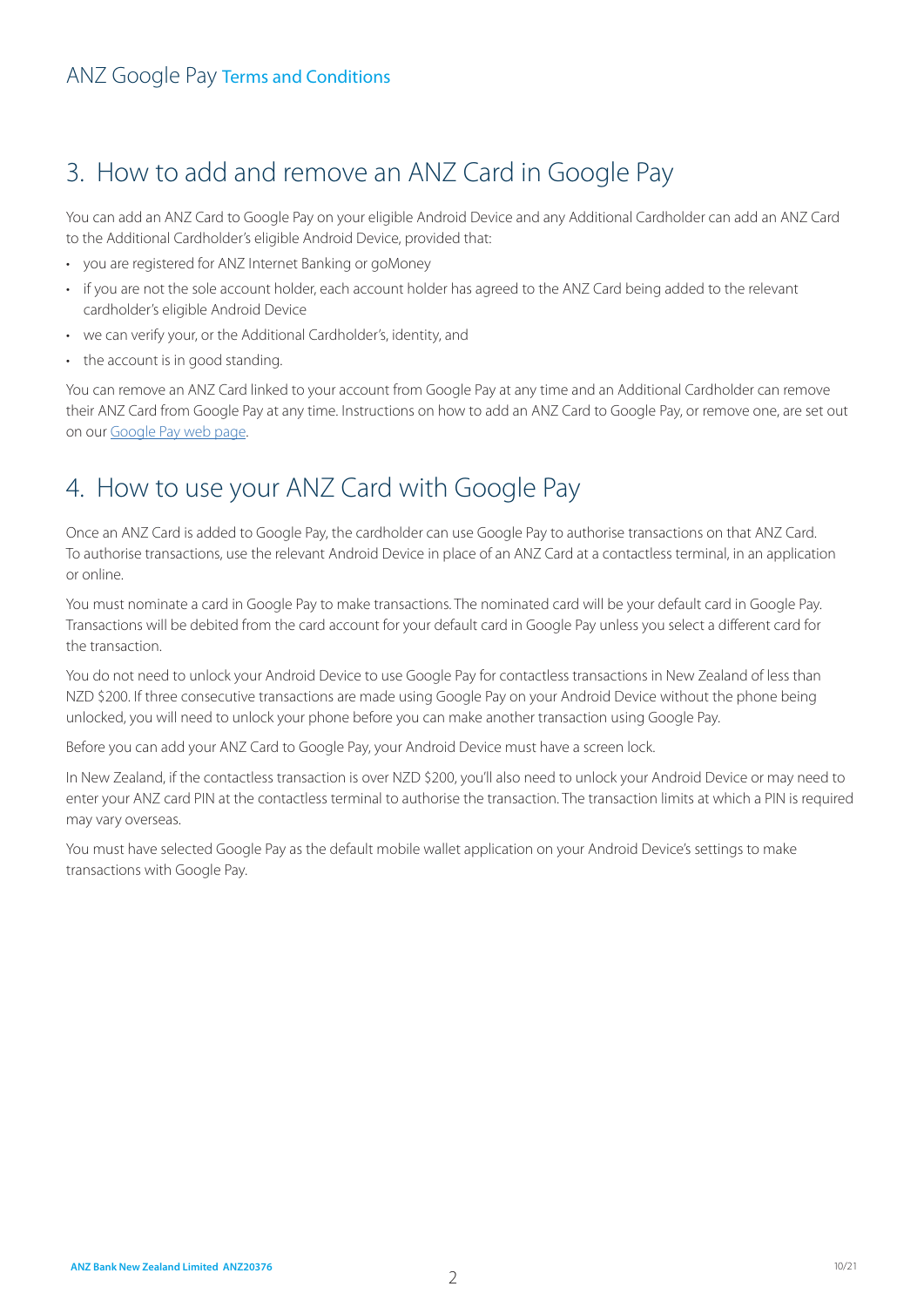## 3. How to add and remove an ANZ Card in Google Pay

You can add an ANZ Card to Google Pay on your eligible Android Device and any Additional Cardholder can add an ANZ Card to the Additional Cardholder's eligible Android Device, provided that:

- you are registered for ANZ Internet Banking or goMoney
- if you are not the sole account holder, each account holder has agreed to the ANZ Card being added to the relevant cardholder's eligible Android Device
- we can verify your, or the Additional Cardholder's, identity, and
- the account is in good standing.

You can remove an ANZ Card linked to your account from Google Pay at any time and an Additional Cardholder can remove their ANZ Card from Google Pay at any time. Instructions on how to add an ANZ Card to Google Pay, or remove one, are set out on our Google Pay web page.

## 4. How to use your ANZ Card with Google Pay

Once an ANZ Card is added to Google Pay, the cardholder can use Google Pay to authorise transactions on that ANZ Card. To authorise transactions, use the relevant Android Device in place of an ANZ Card at a contactless terminal, in an application or online.

You must nominate a card in Google Pay to make transactions. The nominated card will be your default card in Google Pay. Transactions will be debited from the card account for your default card in Google Pay unless you select a different card for the transaction.

You do not need to unlock your Android Device to use Google Pay for contactless transactions in New Zealand of less than NZD $200. If three consecutive transactions are made using Google Pay on your Android Device without the phone being unlocked, you will need to unlock your phone before you can make another transaction using Google Pay.

Before you can add your ANZ Card to Google Pay, your Android Device must have a screen lock.

In New Zealand, if the contactless transaction is over NZD $200, you'll also need to unlock your Android Device or may need to enter your ANZ card PIN at the contactless terminal to authorise the transaction. The transaction limits at which a PIN is required may vary overseas.

You must have selected Google Pay as the default mobile wallet application on your Android Device's settings to make transactions with Google Pay.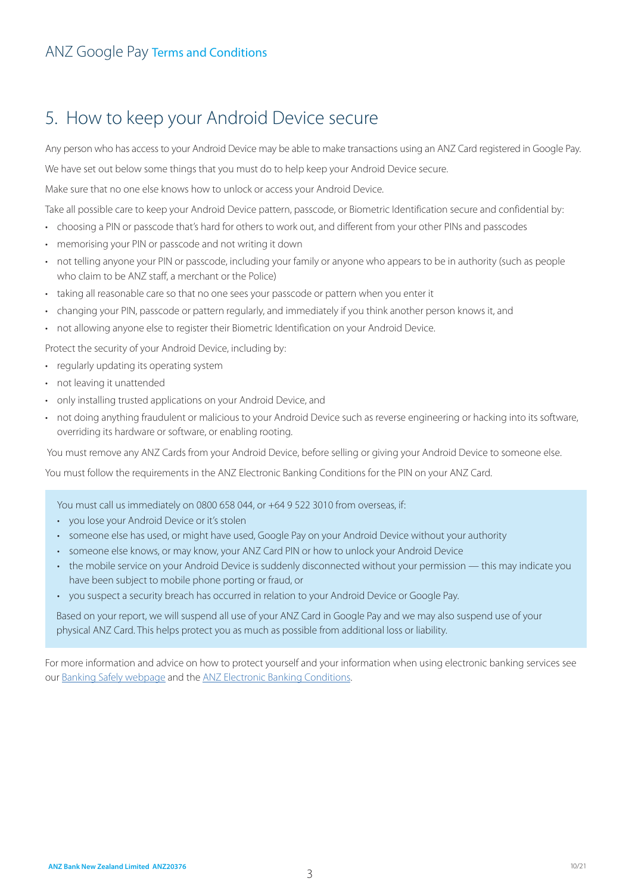## 5. How to keep your Android Device secure

Any person who has access to your Android Device may be able to make transactions using an ANZ Card registered in Google Pay.

We have set out below some things that you must do to help keep your Android Device secure.

Make sure that no one else knows how to unlock or access your Android Device.

Take all possible care to keep your Android Device pattern, passcode, or Biometric Identification secure and confidential by:

- choosing a PIN or passcode that's hard for others to work out, and different from your other PINs and passcodes
- memorising your PIN or passcode and not writing it down
- not telling anyone your PIN or passcode, including your family or anyone who appears to be in authority (such as people who claim to be ANZ staff, a merchant or the Police)
- taking all reasonable care so that no one sees your passcode or pattern when you enter it
- changing your PIN, passcode or pattern regularly, and immediately if you think another person knows it, and
- not allowing anyone else to register their Biometric Identification on your Android Device.

Protect the security of your Android Device, including by:

- regularly updating its operating system
- not leaving it unattended
- only installing trusted applications on your Android Device, and
- not doing anything fraudulent or malicious to your Android Device such as reverse engineering or hacking into its software, overriding its hardware or software, or enabling rooting.

You must remove any ANZ Cards from your Android Device, before selling or giving your Android Device to someone else.

You must follow the requirements in the ANZ Electronic Banking Conditions for the PIN on your ANZ Card.

You must call us immediately on 0800 658 044, or +64 9 522 3010 from overseas, if:

- you lose your Android Device or it's stolen
- someone else has used, or might have used, Google Pay on your Android Device without your authority
- someone else knows, or may know, your ANZ Card PIN or how to unlock your Android Device
- the mobile service on your Android Device is suddenly disconnected without your permission — this may indicate you have been subject to mobile phone porting or fraud, or
- you suspect a security breach has occurred in relation to your Android Device or Google Pay.

Based on your report, we will suspend all use of your ANZ Card in Google Pay and we may also suspend use of your physical ANZ Card. This helps protect you as much as possible from additional loss or liability.

For more information and advice on how to protect yourself and your information when using electronic banking services see our Banking Safely webpage and the ANZ Electronic Banking Conditions.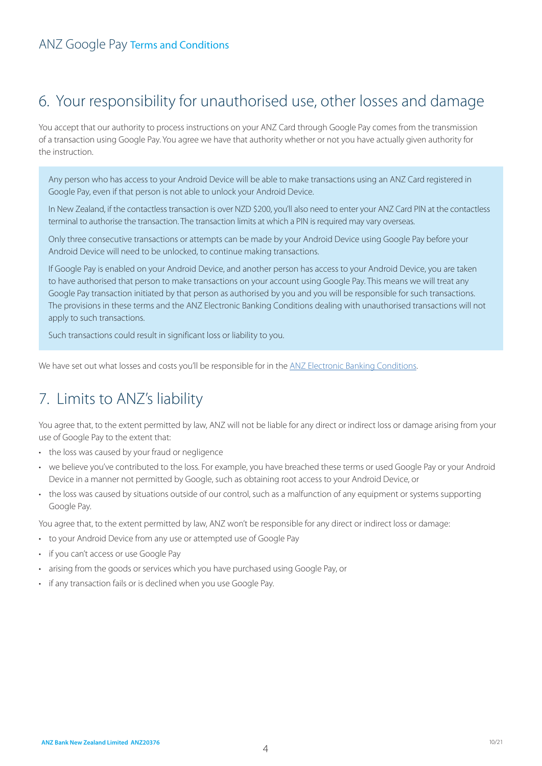## 6. Your responsibility for unauthorised use, other losses and damage

You accept that our authority to process instructions on your ANZ Card through Google Pay comes from the transmission of a transaction using Google Pay. You agree we have that authority whether or not you have actually given authority for the instruction.

> Any person who has access to your Android Device will be able to make transactions using an ANZ Card registered in Google Pay, even if that person is not able to unlock your Android Device.
>
> In New Zealand, if the contactless transaction is over NZD $200, you'll also need to enter your ANZ Card PIN at the contactless terminal to authorise the transaction. The transaction limits at which a PIN is required may vary overseas.
>
> Only three consecutive transactions or attempts can be made by your Android Device using Google Pay before your Android Device will need to be unlocked, to continue making transactions.
>
> If Google Pay is enabled on your Android Device, and another person has access to your Android Device, you are taken to have authorised that person to make transactions on your account using Google Pay. This means we will treat any Google Pay transaction initiated by that person as authorised by you and you will be responsible for such transactions. The provisions in these terms and the ANZ Electronic Banking Conditions dealing with unauthorised transactions will not apply to such transactions.
>
> Such transactions could result in significant loss or liability to you.

We have set out what losses and costs you'll be responsible for in the ANZ Electronic Banking Conditions.

## 7. Limits to ANZ's liability

You agree that, to the extent permitted by law, ANZ will not be liable for any direct or indirect loss or damage arising from your use of Google Pay to the extent that:

- the loss was caused by your fraud or negligence
- we believe you've contributed to the loss. For example, you have breached these terms or used Google Pay or your Android Device in a manner not permitted by Google, such as obtaining root access to your Android Device, or
- the loss was caused by situations outside of our control, such as a malfunction of any equipment or systems supporting Google Pay.

You agree that, to the extent permitted by law, ANZ won't be responsible for any direct or indirect loss or damage:

- to your Android Device from any use or attempted use of Google Pay
- if you can't access or use Google Pay
- arising from the goods or services which you have purchased using Google Pay, or
- if any transaction fails or is declined when you use Google Pay.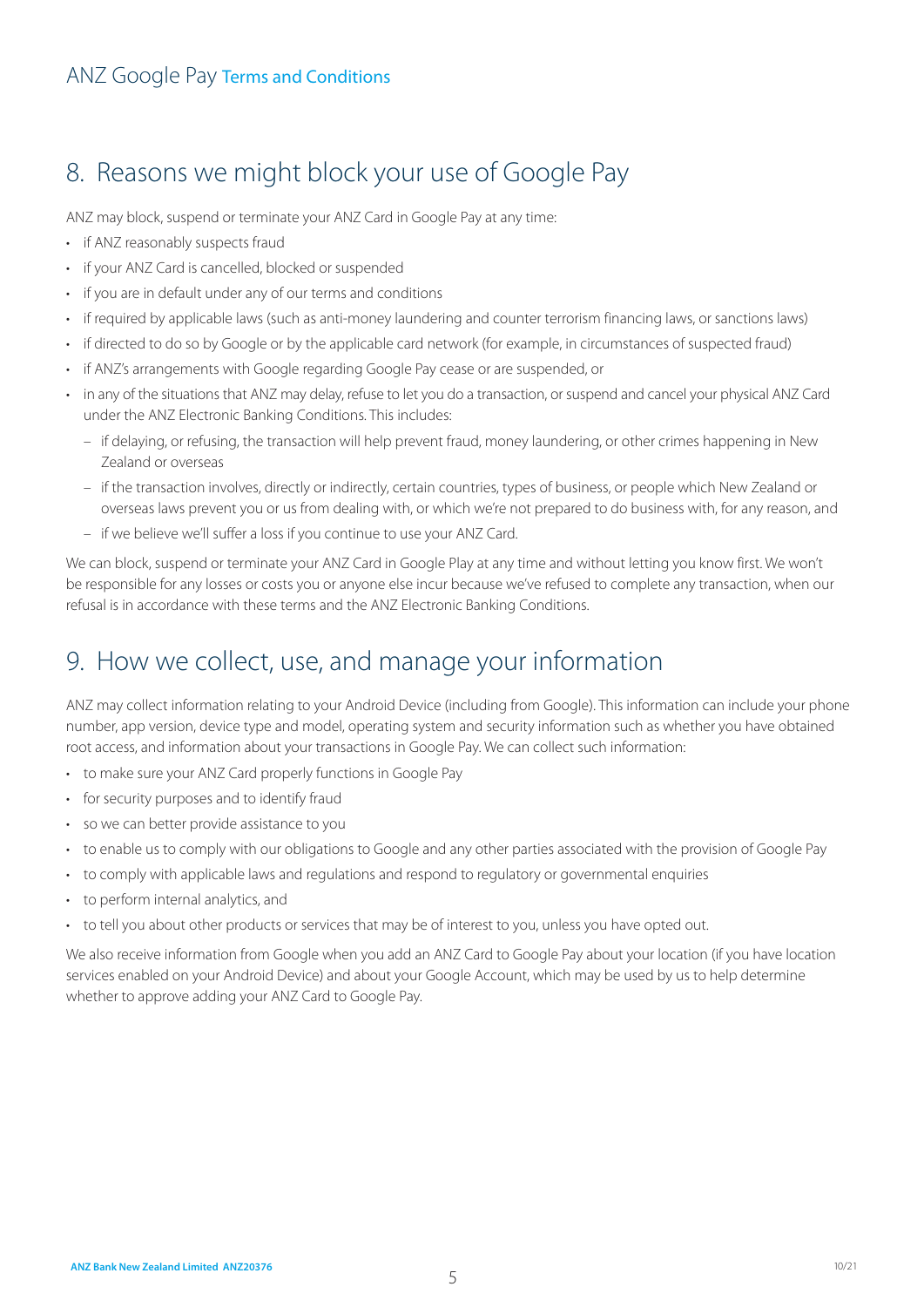## 8. Reasons we might block your use of Google Pay

ANZ may block, suspend or terminate your ANZ Card in Google Pay at any time:

- if ANZ reasonably suspects fraud
- if your ANZ Card is cancelled, blocked or suspended
- if you are in default under any of our terms and conditions
- if required by applicable laws (such as anti-money laundering and counter terrorism financing laws, or sanctions laws)
- if directed to do so by Google or by the applicable card network (for example, in circumstances of suspected fraud)
- if ANZ's arrangements with Google regarding Google Pay cease or are suspended, or
- in any of the situations that ANZ may delay, refuse to let you do a transaction, or suspend and cancel your physical ANZ Card under the ANZ Electronic Banking Conditions. This includes:
  - if delaying, or refusing, the transaction will help prevent fraud, money laundering, or other crimes happening in New Zealand or overseas
  - if the transaction involves, directly or indirectly, certain countries, types of business, or people which New Zealand or overseas laws prevent you or us from dealing with, or which we're not prepared to do business with, for any reason, and
  - if we believe we'll suffer a loss if you continue to use your ANZ Card.

We can block, suspend or terminate your ANZ Card in Google Play at any time and without letting you know first. We won't be responsible for any losses or costs you or anyone else incur because we've refused to complete any transaction, when our refusal is in accordance with these terms and the ANZ Electronic Banking Conditions.

## 9. How we collect, use, and manage your information

ANZ may collect information relating to your Android Device (including from Google). This information can include your phone number, app version, device type and model, operating system and security information such as whether you have obtained root access, and information about your transactions in Google Pay. We can collect such information:

- to make sure your ANZ Card properly functions in Google Pay
- for security purposes and to identify fraud
- so we can better provide assistance to you
- to enable us to comply with our obligations to Google and any other parties associated with the provision of Google Pay
- to comply with applicable laws and regulations and respond to regulatory or governmental enquiries
- to perform internal analytics, and
- to tell you about other products or services that may be of interest to you, unless you have opted out.

We also receive information from Google when you add an ANZ Card to Google Pay about your location (if you have location services enabled on your Android Device) and about your Google Account, which may be used by us to help determine whether to approve adding your ANZ Card to Google Pay.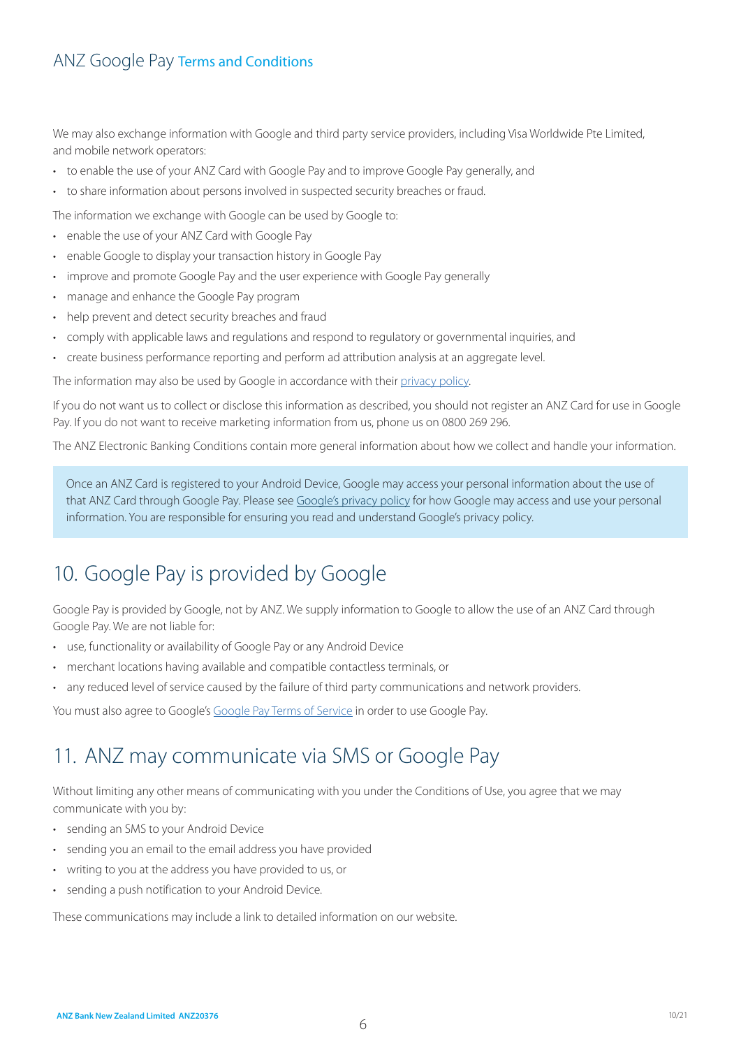We may also exchange information with Google and third party service providers, including Visa Worldwide Pte Limited, and mobile network operators:

- to enable the use of your ANZ Card with Google Pay and to improve Google Pay generally, and
- to share information about persons involved in suspected security breaches or fraud.

The information we exchange with Google can be used by Google to:

- enable the use of your ANZ Card with Google Pay
- enable Google to display your transaction history in Google Pay
- improve and promote Google Pay and the user experience with Google Pay generally
- manage and enhance the Google Pay program
- help prevent and detect security breaches and fraud
- comply with applicable laws and regulations and respond to regulatory or governmental inquiries, and
- create business performance reporting and perform ad attribution analysis at an aggregate level.

The information may also be used by Google in accordance with their privacy policy.

If you do not want us to collect or disclose this information as described, you should not register an ANZ Card for use in Google Pay. If you do not want to receive marketing information from us, phone us on 0800 269 296.

The ANZ Electronic Banking Conditions contain more general information about how we collect and handle your information.

> Once an ANZ Card is registered to your Android Device, Google may access your personal information about the use of that ANZ Card through Google Pay. Please see Google's privacy policy for how Google may access and use your personal information. You are responsible for ensuring you read and understand Google's privacy policy.

## 10. Google Pay is provided by Google

Google Pay is provided by Google, not by ANZ. We supply information to Google to allow the use of an ANZ Card through Google Pay. We are not liable for:

- use, functionality or availability of Google Pay or any Android Device
- merchant locations having available and compatible contactless terminals, or
- any reduced level of service caused by the failure of third party communications and network providers.

You must also agree to Google's Google Pay Terms of Service in order to use Google Pay.

## 11. ANZ may communicate via SMS or Google Pay

Without limiting any other means of communicating with you under the Conditions of Use, you agree that we may communicate with you by:

- sending an SMS to your Android Device
- sending you an email to the email address you have provided
- writing to you at the address you have provided to us, or
- sending a push notification to your Android Device.

These communications may include a link to detailed information on our website.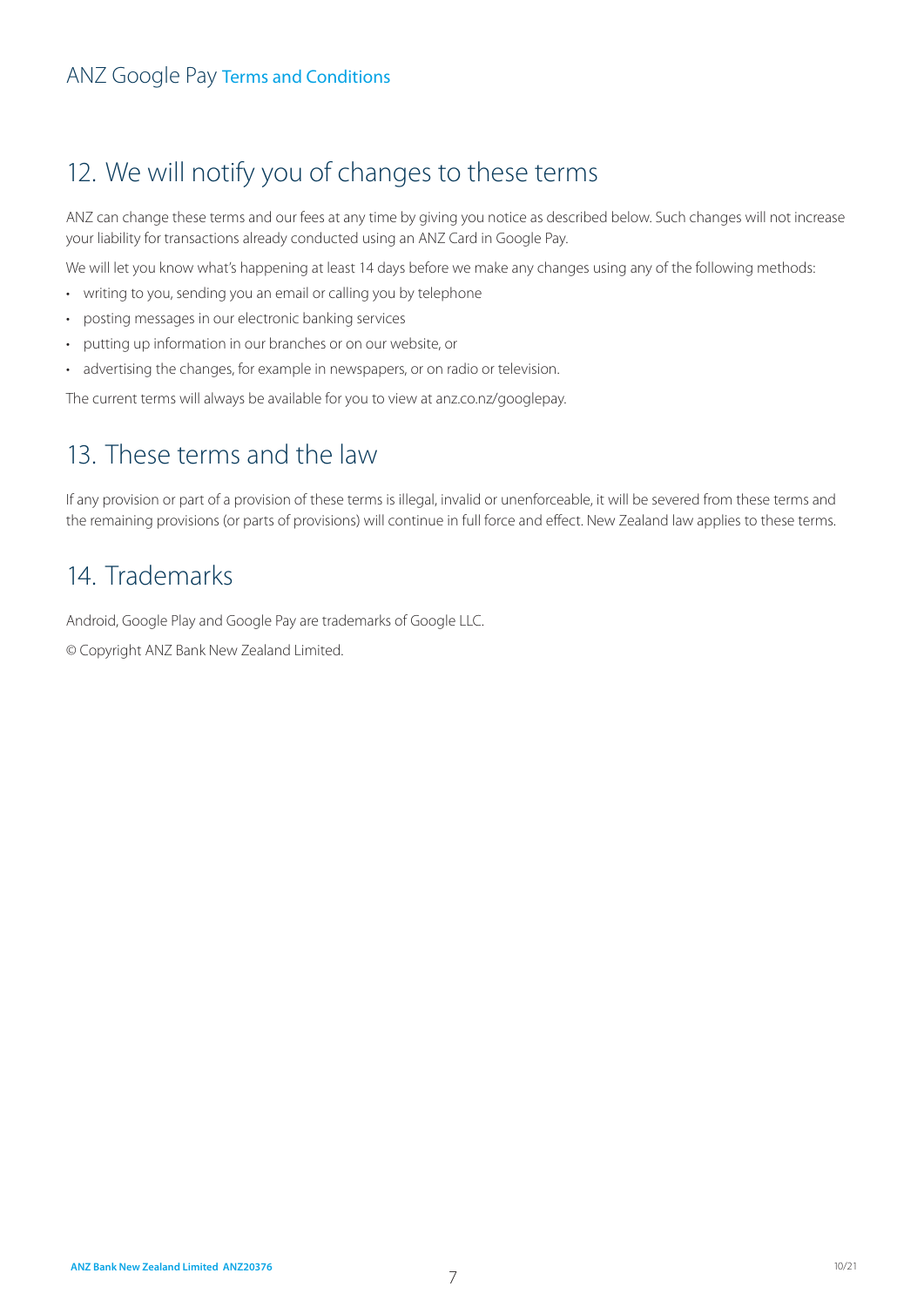## 12. We will notify you of changes to these terms

ANZ can change these terms and our fees at any time by giving you notice as described below. Such changes will not increase your liability for transactions already conducted using an ANZ Card in Google Pay.

We will let you know what's happening at least 14 days before we make any changes using any of the following methods:

- writing to you, sending you an email or calling you by telephone
- posting messages in our electronic banking services
- putting up information in our branches or on our website, or
- advertising the changes, for example in newspapers, or on radio or television.

The current terms will always be available for you to view at anz.co.nz/googlepay.

## 13. These terms and the law

If any provision or part of a provision of these terms is illegal, invalid or unenforceable, it will be severed from these terms and the remaining provisions (or parts of provisions) will continue in full force and effect. New Zealand law applies to these terms.

## 14. Trademarks

Android, Google Play and Google Pay are trademarks of Google LLC.

© Copyright ANZ Bank New Zealand Limited.

ANZ Bank New Zealand Limited ANZ20376 10/21